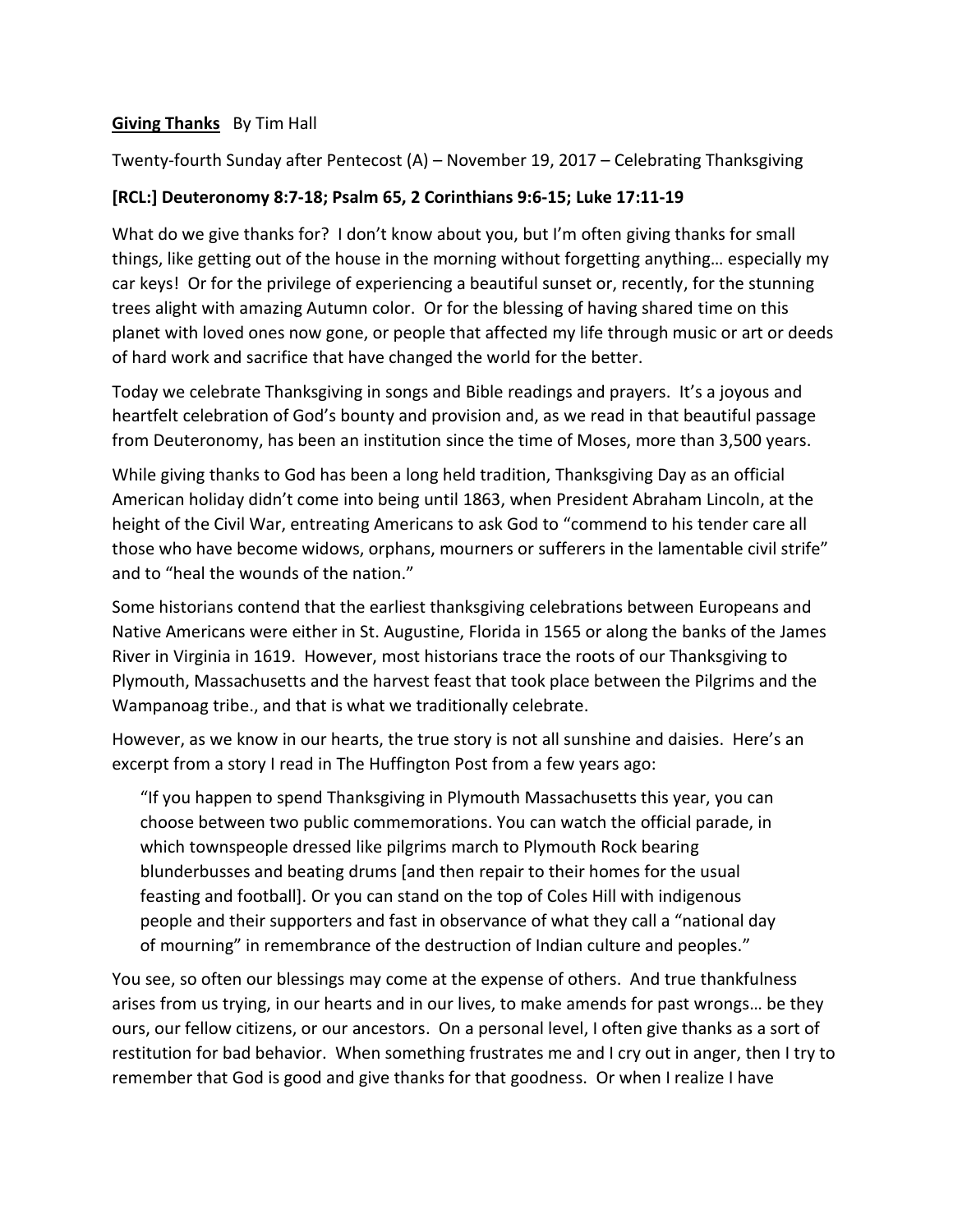**Giving Thanks** By Tim Hall

Twenty-fourth Sunday after Pentecost (A) – November 19, 2017 – Celebrating Thanksgiving

**[RCL:] Deuteronomy 8:7-18; Psalm 65, 2 Corinthians 9:6-15; Luke 17:11-19**

What do we give thanks for? I don't know about you, but I'm often giving thanks for small things, like getting out of the house in the morning without forgetting anything… especially my car keys! Or for the privilege of experiencing a beautiful sunset or, recently, for the stunning trees alight with amazing Autumn color. Or for the blessing of having shared time on this planet with loved ones now gone, or people that affected my life through music or art or deeds of hard work and sacrifice that have changed the world for the better.

Today we celebrate Thanksgiving in songs and Bible readings and prayers. It's a joyous and heartfelt celebration of God's bounty and provision and, as we read in that beautiful passage from Deuteronomy, has been an institution since the time of Moses, more than 3,500 years.

While giving thanks to God has been a long held tradition, Thanksgiving Day as an official American holiday didn't come into being until 1863, when President Abraham Lincoln, at the height of the Civil War, entreating Americans to ask God to "commend to his tender care all those who have become widows, orphans, mourners or sufferers in the lamentable civil strife" and to "heal the wounds of the nation."

Some historians contend that the earliest thanksgiving celebrations between Europeans and Native Americans were either in St. Augustine, Florida in 1565 or along the banks of the James River in Virginia in 1619. However, most historians trace the roots of our Thanksgiving to Plymouth, Massachusetts and the harvest feast that took place between the Pilgrims and the Wampanoag tribe., and that is what we traditionally celebrate.

However, as we know in our hearts, the true story is not all sunshine and daisies. Here's an excerpt from a story I read in The Huffington Post from a few years ago:

> "If you happen to spend Thanksgiving in Plymouth Massachusetts this year, you can choose between two public commemorations. You can watch the official parade, in which townspeople dressed like pilgrims march to Plymouth Rock bearing blunderbusses and beating drums [and then repair to their homes for the usual feasting and football]. Or you can stand on the top of Coles Hill with indigenous people and their supporters and fast in observance of what they call a "national day of mourning" in remembrance of the destruction of Indian culture and peoples."

You see, so often our blessings may come at the expense of others. And true thankfulness arises from us trying, in our hearts and in our lives, to make amends for past wrongs… be they ours, our fellow citizens, or our ancestors. On a personal level, I often give thanks as a sort of restitution for bad behavior. When something frustrates me and I cry out in anger, then I try to remember that God is good and give thanks for that goodness. Or when I realize I have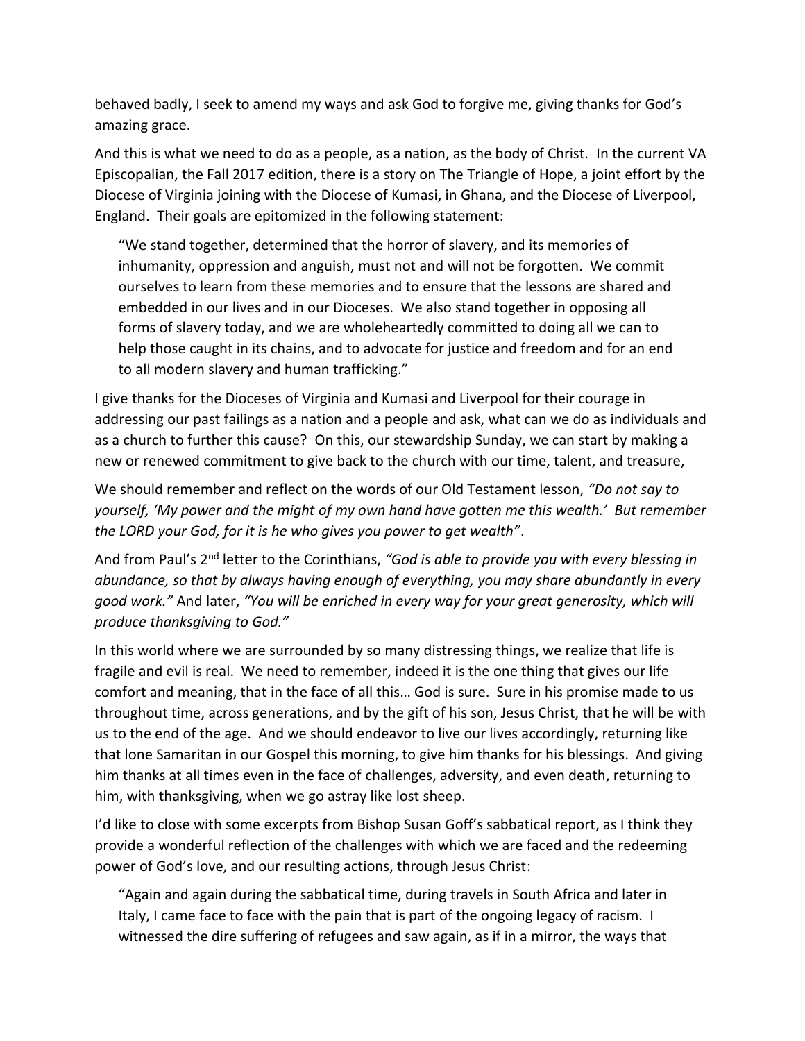behaved badly, I seek to amend my ways and ask God to forgive me, giving thanks for God's amazing grace.

And this is what we need to do as a people, as a nation, as the body of Christ. In the current VA Episcopalian, the Fall 2017 edition, there is a story on The Triangle of Hope, a joint effort by the Diocese of Virginia joining with the Diocese of Kumasi, in Ghana, and the Diocese of Liverpool, England. Their goals are epitomized in the following statement:

> "We stand together, determined that the horror of slavery, and its memories of inhumanity, oppression and anguish, must not and will not be forgotten. We commit ourselves to learn from these memories and to ensure that the lessons are shared and embedded in our lives and in our Dioceses. We also stand together in opposing all forms of slavery today, and we are wholeheartedly committed to doing all we can to help those caught in its chains, and to advocate for justice and freedom and for an end to all modern slavery and human trafficking."

I give thanks for the Dioceses of Virginia and Kumasi and Liverpool for their courage in addressing our past failings as a nation and a people and ask, what can we do as individuals and as a church to further this cause? On this, our stewardship Sunday, we can start by making a new or renewed commitment to give back to the church with our time, talent, and treasure,

We should remember and reflect on the words of our Old Testament lesson, *"Do not say to yourself, 'My power and the might of my own hand have gotten me this wealth.' But remember the LORD your God, for it is he who gives you power to get wealth"*.

And from Paul's 2nd letter to the Corinthians, *"God is able to provide you with every blessing in abundance, so that by always having enough of everything, you may share abundantly in every good work."* And later, *"You will be enriched in every way for your great generosity, which will produce thanksgiving to God."*

In this world where we are surrounded by so many distressing things, we realize that life is fragile and evil is real. We need to remember, indeed it is the one thing that gives our life comfort and meaning, that in the face of all this… God is sure. Sure in his promise made to us throughout time, across generations, and by the gift of his son, Jesus Christ, that he will be with us to the end of the age. And we should endeavor to live our lives accordingly, returning like that lone Samaritan in our Gospel this morning, to give him thanks for his blessings. And giving him thanks at all times even in the face of challenges, adversity, and even death, returning to him, with thanksgiving, when we go astray like lost sheep.

I'd like to close with some excerpts from Bishop Susan Goff's sabbatical report, as I think they provide a wonderful reflection of the challenges with which we are faced and the redeeming power of God's love, and our resulting actions, through Jesus Christ:

> "Again and again during the sabbatical time, during travels in South Africa and later in Italy, I came face to face with the pain that is part of the ongoing legacy of racism. I witnessed the dire suffering of refugees and saw again, as if in a mirror, the ways that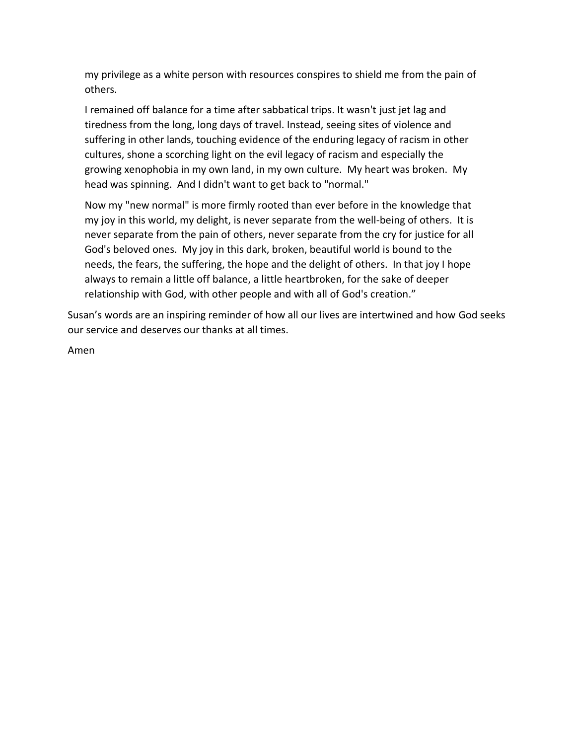> my privilege as a white person with resources conspires to shield me from the pain of others.
>
> I remained off balance for a time after sabbatical trips. It wasn't just jet lag and tiredness from the long, long days of travel. Instead, seeing sites of violence and suffering in other lands, touching evidence of the enduring legacy of racism in other cultures, shone a scorching light on the evil legacy of racism and especially the growing xenophobia in my own land, in my own culture. My heart was broken. My head was spinning. And I didn't want to get back to "normal."
>
> Now my "new normal" is more firmly rooted than ever before in the knowledge that my joy in this world, my delight, is never separate from the well-being of others. It is never separate from the pain of others, never separate from the cry for justice for all God's beloved ones. My joy in this dark, broken, beautiful world is bound to the needs, the fears, the suffering, the hope and the delight of others. In that joy I hope always to remain a little off balance, a little heartbroken, for the sake of deeper relationship with God, with other people and with all of God's creation."

Susan's words are an inspiring reminder of how all our lives are intertwined and how God seeks our service and deserves our thanks at all times.

Amen